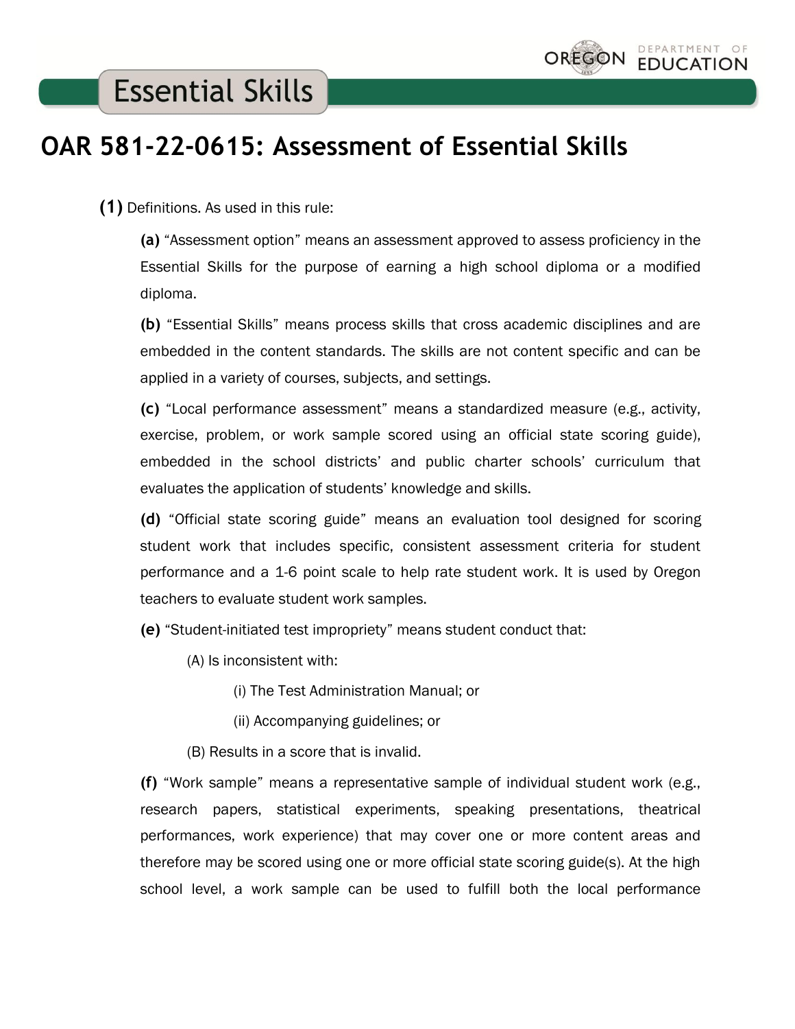Essential Skills

# OAR 581-22-0615: Assessment of Essential Skills

**(1)** Definitions. As used in this rule:

**(a)** "Assessment option" means an assessment approved to assess proficiency in the Essential Skills for the purpose of earning a high school diploma or a modified diploma.

**(b)** "Essential Skills" means process skills that cross academic disciplines and are embedded in the content standards. The skills are not content specific and can be applied in a variety of courses, subjects, and settings.

**(c)** "Local performance assessment" means a standardized measure (e.g., activity, exercise, problem, or work sample scored using an official state scoring guide), embedded in the school districts' and public charter schools' curriculum that evaluates the application of students' knowledge and skills.

**(d)** "Official state scoring guide" means an evaluation tool designed for scoring student work that includes specific, consistent assessment criteria for student performance and a 1-6 point scale to help rate student work. It is used by Oregon teachers to evaluate student work samples.

**(e)** "Student-initiated test impropriety" means student conduct that:

(A) Is inconsistent with:

(i) The Test Administration Manual; or

(ii) Accompanying guidelines; or

(B) Results in a score that is invalid.

**(f)** "Work sample" means a representative sample of individual student work (e.g., research papers, statistical experiments, speaking presentations, theatrical performances, work experience) that may cover one or more content areas and therefore may be scored using one or more official state scoring guide(s). At the high school level, a work sample can be used to fulfill both the local performance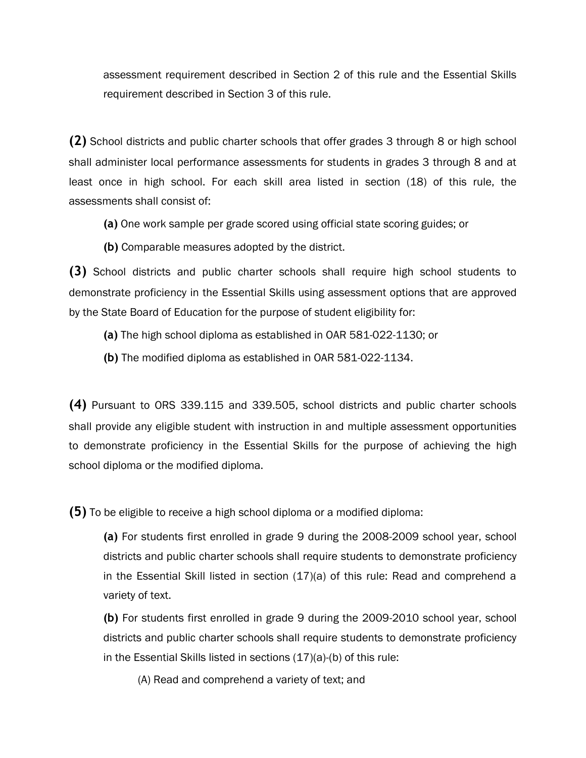assessment requirement described in Section 2 of this rule and the Essential Skills requirement described in Section 3 of this rule.

**(2)** School districts and public charter schools that offer grades 3 through 8 or high school shall administer local performance assessments for students in grades 3 through 8 and at least once in high school. For each skill area listed in section (18) of this rule, the assessments shall consist of:

> **(a)** One work sample per grade scored using official state scoring guides; or
>
> **(b)** Comparable measures adopted by the district.

**(3)** School districts and public charter schools shall require high school students to demonstrate proficiency in the Essential Skills using assessment options that are approved by the State Board of Education for the purpose of student eligibility for:

> **(a)** The high school diploma as established in OAR 581-022-1130; or
>
> **(b)** The modified diploma as established in OAR 581-022-1134.

**(4)** Pursuant to ORS 339.115 and 339.505, school districts and public charter schools shall provide any eligible student with instruction in and multiple assessment opportunities to demonstrate proficiency in the Essential Skills for the purpose of achieving the high school diploma or the modified diploma.

**(5)** To be eligible to receive a high school diploma or a modified diploma:

> **(a)** For students first enrolled in grade 9 during the 2008-2009 school year, school districts and public charter schools shall require students to demonstrate proficiency in the Essential Skill listed in section (17)(a) of this rule: Read and comprehend a variety of text.
>
> **(b)** For students first enrolled in grade 9 during the 2009-2010 school year, school districts and public charter schools shall require students to demonstrate proficiency in the Essential Skills listed in sections (17)(a)-(b) of this rule:
>
> > (A) Read and comprehend a variety of text; and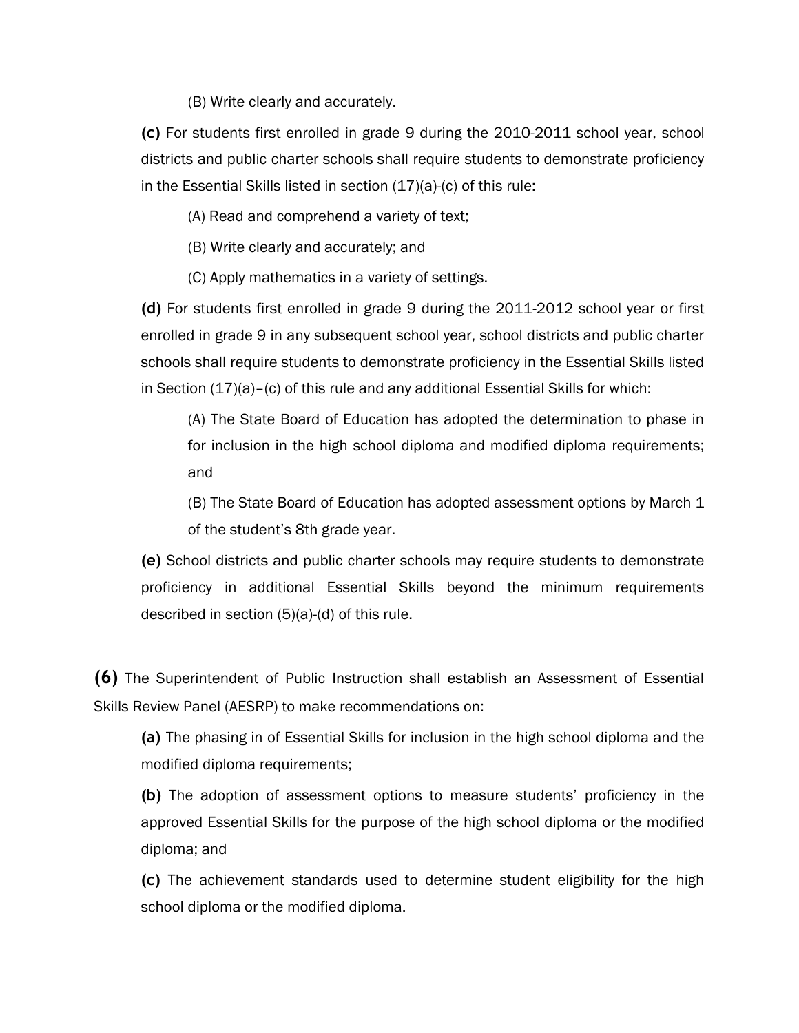(B) Write clearly and accurately.

**(c)** For students first enrolled in grade 9 during the 2010-2011 school year, school districts and public charter schools shall require students to demonstrate proficiency in the Essential Skills listed in section (17)(a)-(c) of this rule:

(A) Read and comprehend a variety of text;

(B) Write clearly and accurately; and

(C) Apply mathematics in a variety of settings.

**(d)** For students first enrolled in grade 9 during the 2011-2012 school year or first enrolled in grade 9 in any subsequent school year, school districts and public charter schools shall require students to demonstrate proficiency in the Essential Skills listed in Section (17)(a)–(c) of this rule and any additional Essential Skills for which:

(A) The State Board of Education has adopted the determination to phase in for inclusion in the high school diploma and modified diploma requirements; and

(B) The State Board of Education has adopted assessment options by March 1 of the student's 8th grade year.

**(e)** School districts and public charter schools may require students to demonstrate proficiency in additional Essential Skills beyond the minimum requirements described in section (5)(a)-(d) of this rule.

**(6)** The Superintendent of Public Instruction shall establish an Assessment of Essential Skills Review Panel (AESRP) to make recommendations on:

**(a)** The phasing in of Essential Skills for inclusion in the high school diploma and the modified diploma requirements;

**(b)** The adoption of assessment options to measure students' proficiency in the approved Essential Skills for the purpose of the high school diploma or the modified diploma; and

**(c)** The achievement standards used to determine student eligibility for the high school diploma or the modified diploma.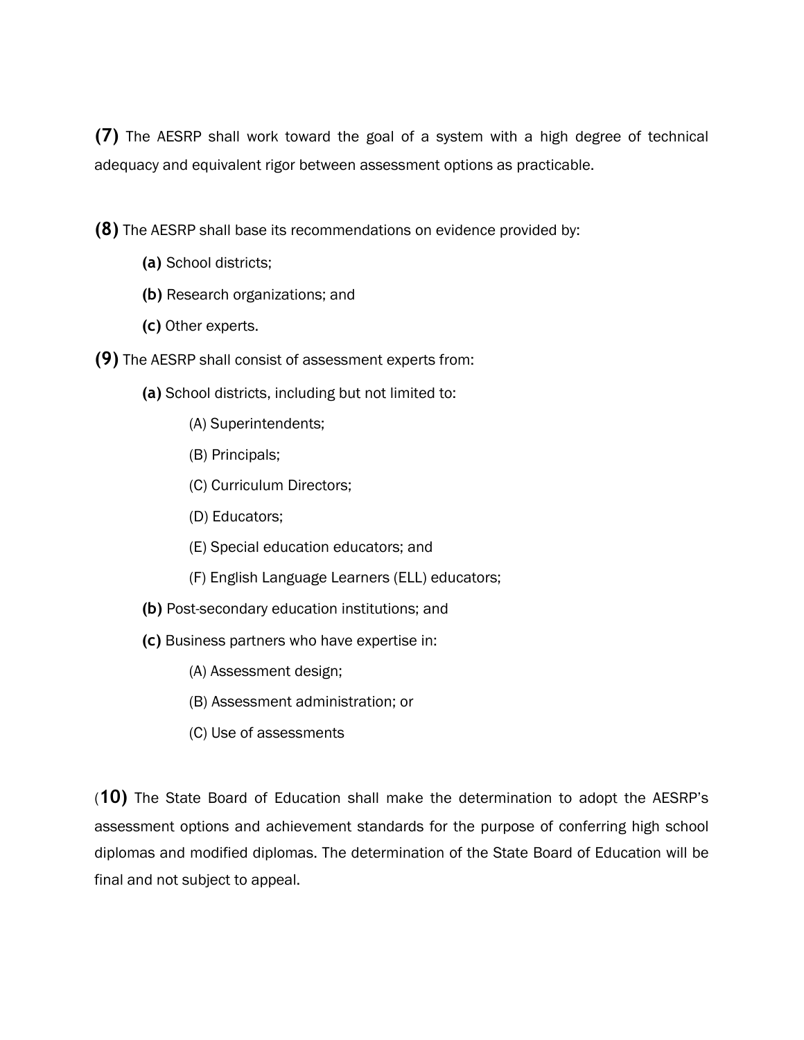**(7)** The AESRP shall work toward the goal of a system with a high degree of technical adequacy and equivalent rigor between assessment options as practicable.

**(8)** The AESRP shall base its recommendations on evidence provided by:

- **(a)** School districts;
- **(b)** Research organizations; and
- **(c)** Other experts.

**(9)** The AESRP shall consist of assessment experts from:

- **(a)** School districts, including but not limited to:
  - (A) Superintendents;
  - (B) Principals;
  - (C) Curriculum Directors;
  - (D) Educators;
  - (E) Special education educators; and
  - (F) English Language Learners (ELL) educators;
- **(b)** Post-secondary education institutions; and
- **(c)** Business partners who have expertise in:
  - (A) Assessment design;
  - (B) Assessment administration; or
  - (C) Use of assessments

(**10)** The State Board of Education shall make the determination to adopt the AESRP's assessment options and achievement standards for the purpose of conferring high school diplomas and modified diplomas. The determination of the State Board of Education will be final and not subject to appeal.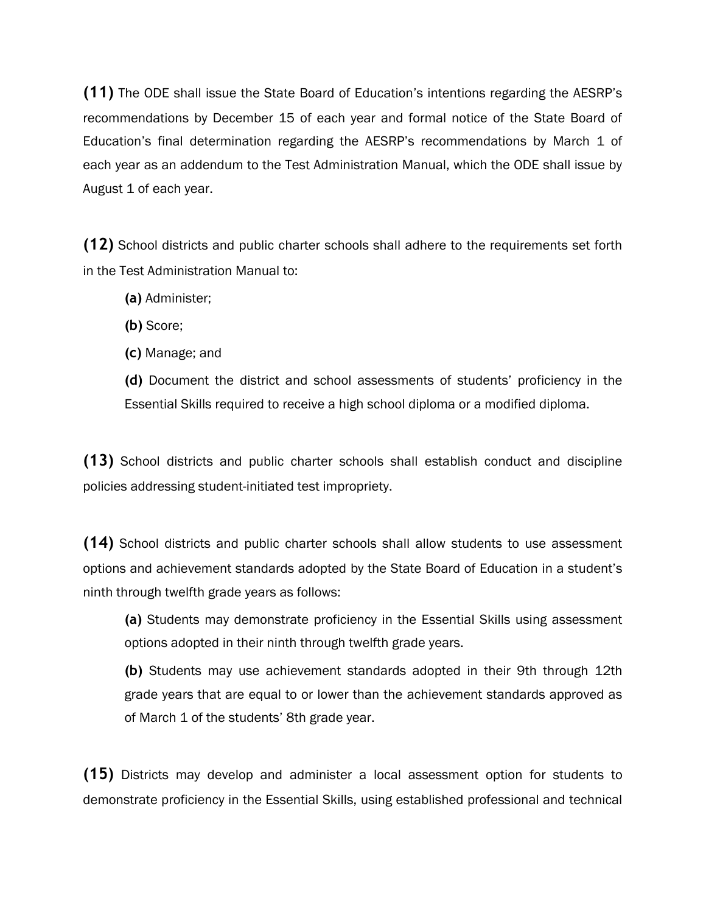**(11)** The ODE shall issue the State Board of Education's intentions regarding the AESRP's recommendations by December 15 of each year and formal notice of the State Board of Education's final determination regarding the AESRP's recommendations by March 1 of each year as an addendum to the Test Administration Manual, which the ODE shall issue by August 1 of each year.

**(12)** School districts and public charter schools shall adhere to the requirements set forth in the Test Administration Manual to:

> **(a)** Administer;
>
> **(b)** Score;
>
> **(c)** Manage; and
>
> **(d)** Document the district and school assessments of students' proficiency in the Essential Skills required to receive a high school diploma or a modified diploma.

**(13)** School districts and public charter schools shall establish conduct and discipline policies addressing student-initiated test impropriety.

**(14)** School districts and public charter schools shall allow students to use assessment options and achievement standards adopted by the State Board of Education in a student's ninth through twelfth grade years as follows:

> **(a)** Students may demonstrate proficiency in the Essential Skills using assessment options adopted in their ninth through twelfth grade years.
>
> **(b)** Students may use achievement standards adopted in their 9th through 12th grade years that are equal to or lower than the achievement standards approved as of March 1 of the students' 8th grade year.

**(15)** Districts may develop and administer a local assessment option for students to demonstrate proficiency in the Essential Skills, using established professional and technical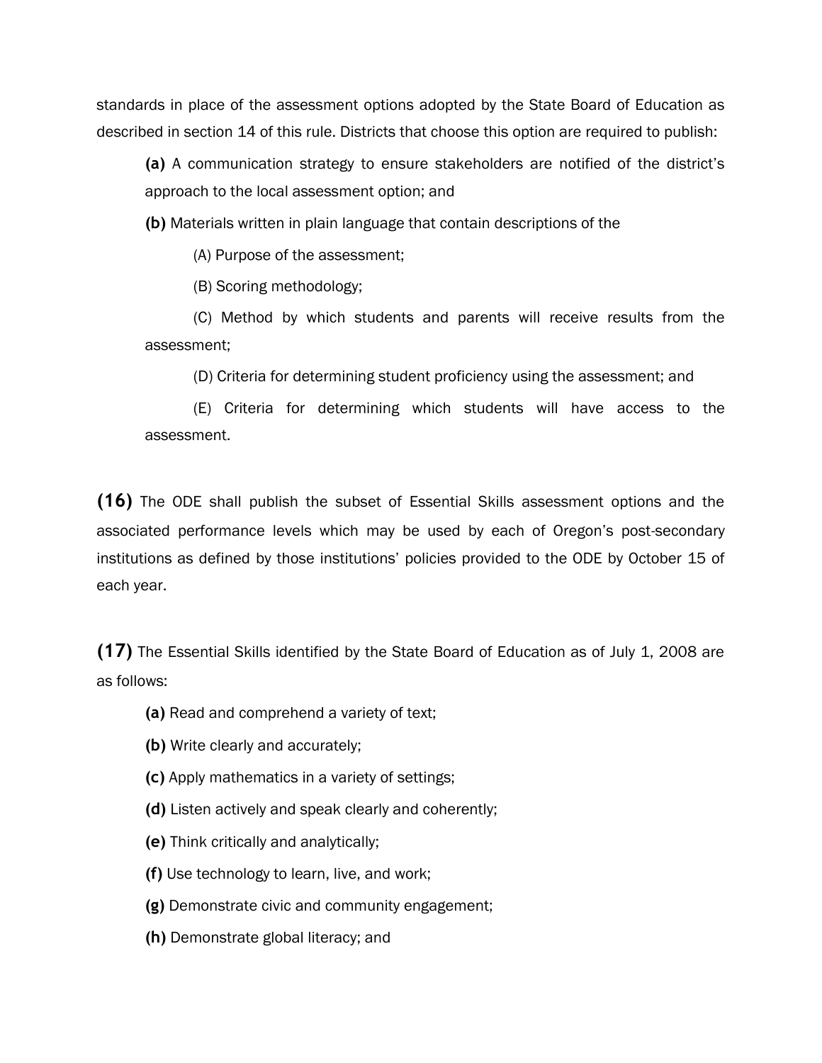standards in place of the assessment options adopted by the State Board of Education as described in section 14 of this rule. Districts that choose this option are required to publish:

**(a)** A communication strategy to ensure stakeholders are notified of the district's approach to the local assessment option; and

**(b)** Materials written in plain language that contain descriptions of the

(A) Purpose of the assessment;

(B) Scoring methodology;

(C) Method by which students and parents will receive results from the assessment;

(D) Criteria for determining student proficiency using the assessment; and

(E) Criteria for determining which students will have access to the assessment.

**(16)** The ODE shall publish the subset of Essential Skills assessment options and the associated performance levels which may be used by each of Oregon's post-secondary institutions as defined by those institutions' policies provided to the ODE by October 15 of each year.

**(17)** The Essential Skills identified by the State Board of Education as of July 1, 2008 are as follows:

**(a)** Read and comprehend a variety of text;

**(b)** Write clearly and accurately;

**(c)** Apply mathematics in a variety of settings;

**(d)** Listen actively and speak clearly and coherently;

**(e)** Think critically and analytically;

**(f)** Use technology to learn, live, and work;

**(g)** Demonstrate civic and community engagement;

**(h)** Demonstrate global literacy; and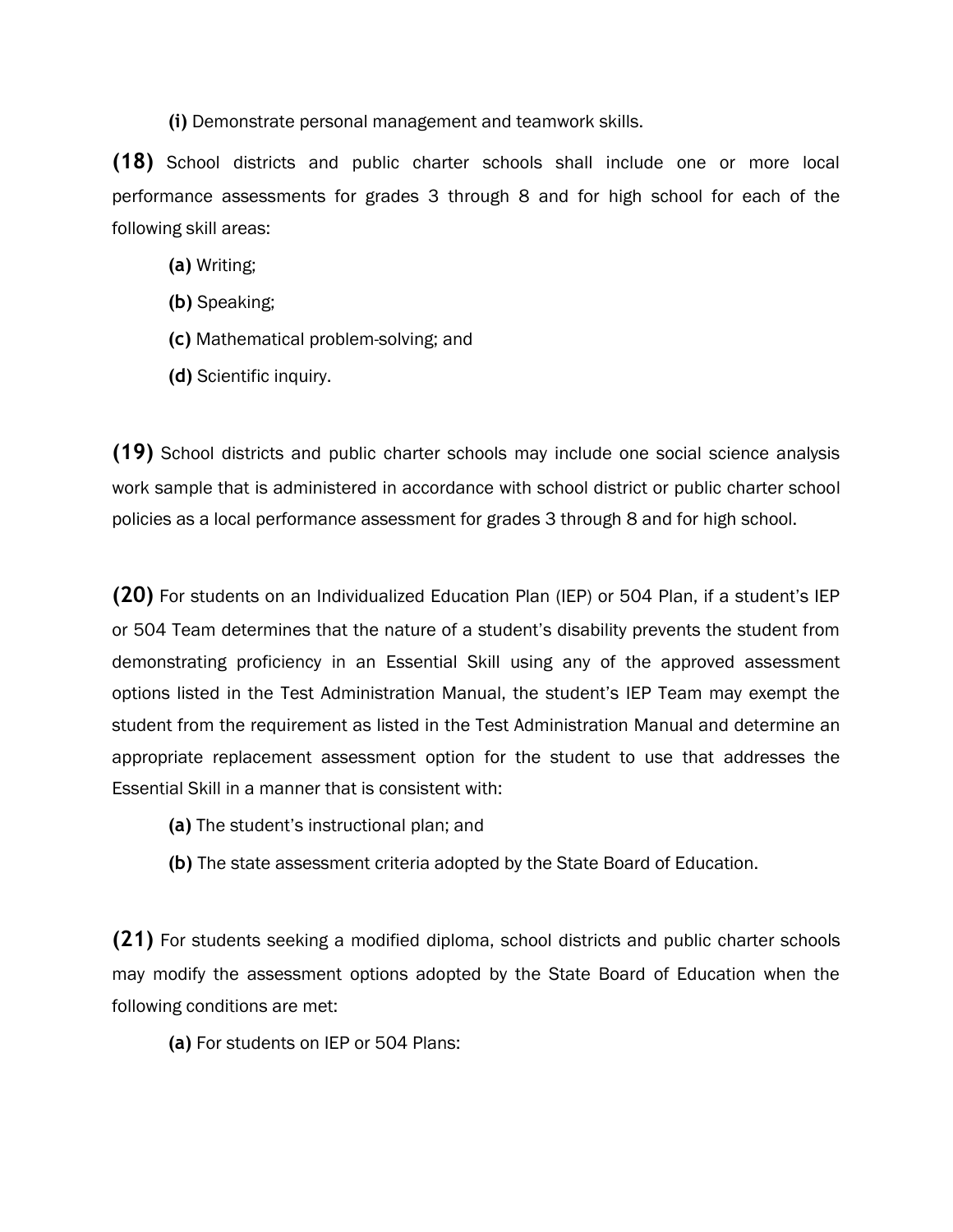**(i)** Demonstrate personal management and teamwork skills.

**(18)** School districts and public charter schools shall include one or more local performance assessments for grades 3 through 8 and for high school for each of the following skill areas:

**(a)** Writing;

**(b)** Speaking;

**(c)** Mathematical problem-solving; and

**(d)** Scientific inquiry.

**(19)** School districts and public charter schools may include one social science analysis work sample that is administered in accordance with school district or public charter school policies as a local performance assessment for grades 3 through 8 and for high school.

**(20)** For students on an Individualized Education Plan (IEP) or 504 Plan, if a student's IEP or 504 Team determines that the nature of a student's disability prevents the student from demonstrating proficiency in an Essential Skill using any of the approved assessment options listed in the Test Administration Manual, the student's IEP Team may exempt the student from the requirement as listed in the Test Administration Manual and determine an appropriate replacement assessment option for the student to use that addresses the Essential Skill in a manner that is consistent with:

**(a)** The student's instructional plan; and

**(b)** The state assessment criteria adopted by the State Board of Education.

**(21)** For students seeking a modified diploma, school districts and public charter schools may modify the assessment options adopted by the State Board of Education when the following conditions are met:

**(a)** For students on IEP or 504 Plans: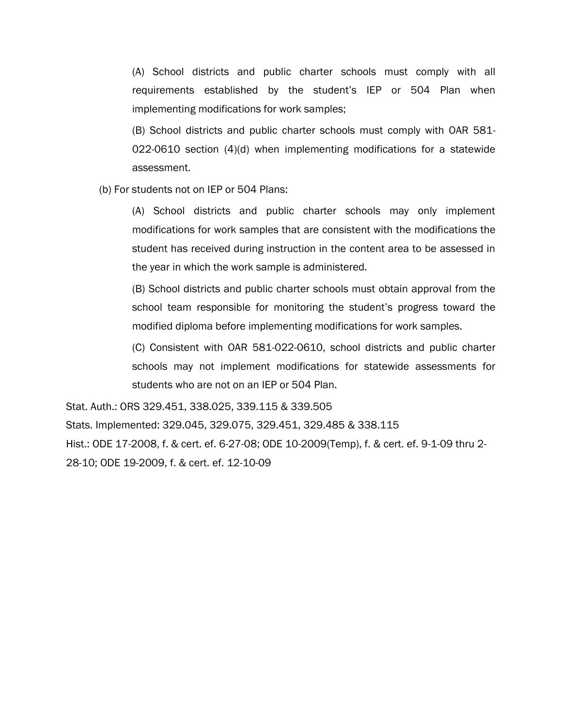(A) School districts and public charter schools must comply with all requirements established by the student's IEP or 504 Plan when implementing modifications for work samples;

(B) School districts and public charter schools must comply with OAR 581-022-0610 section (4)(d) when implementing modifications for a statewide assessment.

(b) For students not on IEP or 504 Plans:

(A) School districts and public charter schools may only implement modifications for work samples that are consistent with the modifications the student has received during instruction in the content area to be assessed in the year in which the work sample is administered.

(B) School districts and public charter schools must obtain approval from the school team responsible for monitoring the student's progress toward the modified diploma before implementing modifications for work samples.

(C) Consistent with OAR 581-022-0610, school districts and public charter schools may not implement modifications for statewide assessments for students who are not on an IEP or 504 Plan.

Stat. Auth.: ORS 329.451, 338.025, 339.115 & 339.505

Stats. Implemented: 329.045, 329.075, 329.451, 329.485 & 338.115

Hist.: ODE 17-2008, f. & cert. ef. 6-27-08; ODE 10-2009(Temp), f. & cert. ef. 9-1-09 thru 2-28-10; ODE 19-2009, f. & cert. ef. 12-10-09